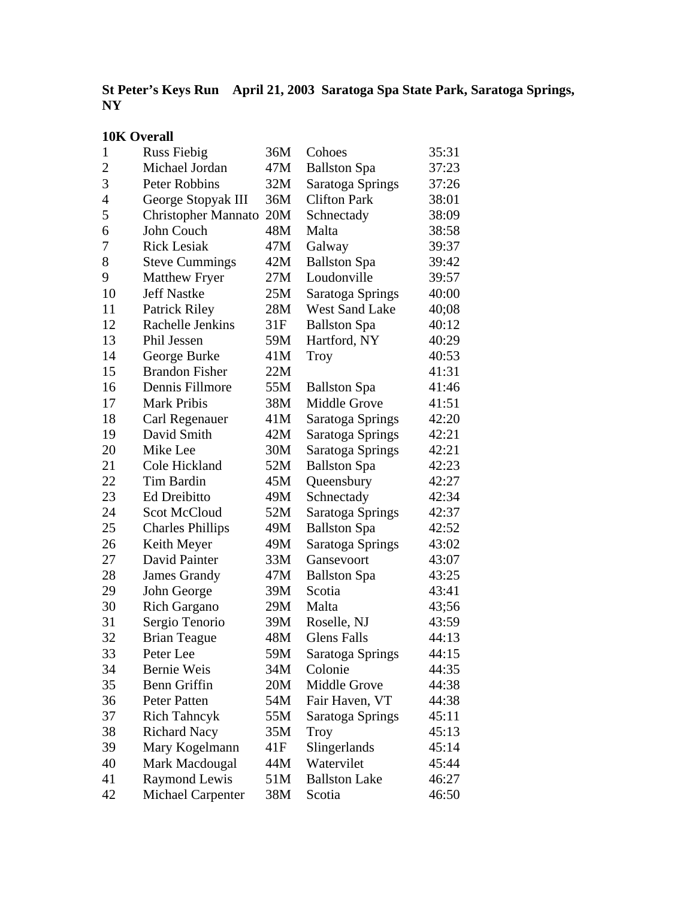**St Peter's Keys Run April 21, 2003 Saratoga Spa State Park, Saratoga Springs, NY**

**10K Overall**

| | | | | |
|---|---|---|---|---|
| 1 | Russ Fiebig | 36M | Cohoes | 35:31 |
| 2 | Michael Jordan | 47M | Ballston Spa | 37:23 |
| 3 | Peter Robbins | 32M | Saratoga Springs | 37:26 |
| 4 | George Stopyak III | 36M | Clifton Park | 38:01 |
| 5 | Christopher Mannato | 20M | Schnectady | 38:09 |
| 6 | John Couch | 48M | Malta | 38:58 |
| 7 | Rick Lesiak | 47M | Galway | 39:37 |
| 8 | Steve Cummings | 42M | Ballston Spa | 39:42 |
| 9 | Matthew Fryer | 27M | Loudonville | 39:57 |
| 10 | Jeff Nastke | 25M | Saratoga Springs | 40:00 |
| 11 | Patrick Riley | 28M | West Sand Lake | 40;08 |
| 12 | Rachelle Jenkins | 31F | Ballston Spa | 40:12 |
| 13 | Phil Jessen | 59M | Hartford, NY | 40:29 |
| 14 | George Burke | 41M | Troy | 40:53 |
| 15 | Brandon Fisher | 22M | | 41:31 |
| 16 | Dennis Fillmore | 55M | Ballston Spa | 41:46 |
| 17 | Mark Pribis | 38M | Middle Grove | 41:51 |
| 18 | Carl Regenauer | 41M | Saratoga Springs | 42:20 |
| 19 | David Smith | 42M | Saratoga Springs | 42:21 |
| 20 | Mike Lee | 30M | Saratoga Springs | 42:21 |
| 21 | Cole Hickland | 52M | Ballston Spa | 42:23 |
| 22 | Tim Bardin | 45M | Queensbury | 42:27 |
| 23 | Ed Dreibitto | 49M | Schnectady | 42:34 |
| 24 | Scot McCloud | 52M | Saratoga Springs | 42:37 |
| 25 | Charles Phillips | 49M | Ballston Spa | 42:52 |
| 26 | Keith Meyer | 49M | Saratoga Springs | 43:02 |
| 27 | David Painter | 33M | Gansevoort | 43:07 |
| 28 | James Grandy | 47M | Ballston Spa | 43:25 |
| 29 | John George | 39M | Scotia | 43:41 |
| 30 | Rich Gargano | 29M | Malta | 43;56 |
| 31 | Sergio Tenorio | 39M | Roselle, NJ | 43:59 |
| 32 | Brian Teague | 48M | Glens Falls | 44:13 |
| 33 | Peter Lee | 59M | Saratoga Springs | 44:15 |
| 34 | Bernie Weis | 34M | Colonie | 44:35 |
| 35 | Benn Griffin | 20M | Middle Grove | 44:38 |
| 36 | Peter Patten | 54M | Fair Haven, VT | 44:38 |
| 37 | Rich Tahncyk | 55M | Saratoga Springs | 45:11 |
| 38 | Richard Nacy | 35M | Troy | 45:13 |
| 39 | Mary Kogelmann | 41F | Slingerlands | 45:14 |
| 40 | Mark Macdougal | 44M | Watervilet | 45:44 |
| 41 | Raymond Lewis | 51M | Ballston Lake | 46:27 |
| 42 | Michael Carpenter | 38M | Scotia | 46:50 |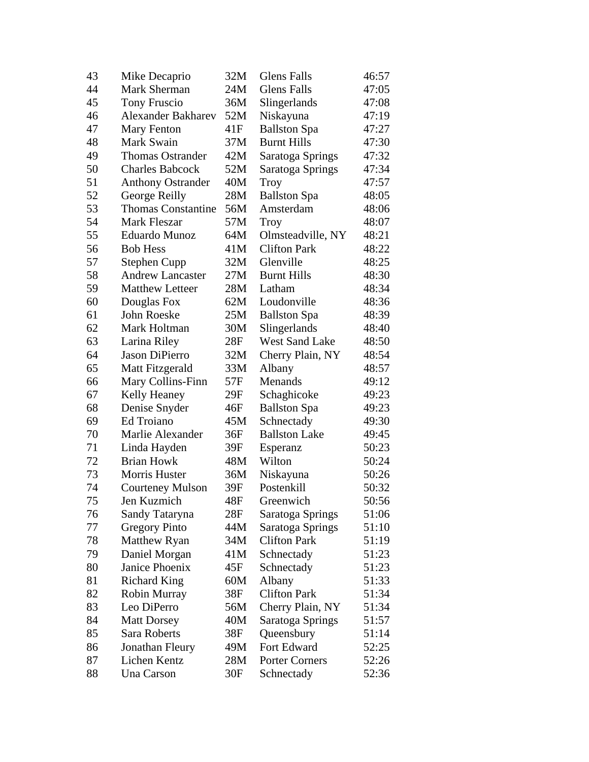| | | | | |
|---|---|---|---|---|
| 43 | Mike Decaprio | 32M | Glens Falls | 46:57 |
| 44 | Mark Sherman | 24M | Glens Falls | 47:05 |
| 45 | Tony Fruscio | 36M | Slingerlands | 47:08 |
| 46 | Alexander Bakharev | 52M | Niskayuna | 47:19 |
| 47 | Mary Fenton | 41F | Ballston Spa | 47:27 |
| 48 | Mark Swain | 37M | Burnt Hills | 47:30 |
| 49 | Thomas Ostrander | 42M | Saratoga Springs | 47:32 |
| 50 | Charles Babcock | 52M | Saratoga Springs | 47:34 |
| 51 | Anthony Ostrander | 40M | Troy | 47:57 |
| 52 | George Reilly | 28M | Ballston Spa | 48:05 |
| 53 | Thomas Constantine | 56M | Amsterdam | 48:06 |
| 54 | Mark Fleszar | 57M | Troy | 48:07 |
| 55 | Eduardo Munoz | 64M | Olmsteadville, NY | 48:21 |
| 56 | Bob Hess | 41M | Clifton Park | 48:22 |
| 57 | Stephen Cupp | 32M | Glenville | 48:25 |
| 58 | Andrew Lancaster | 27M | Burnt Hills | 48:30 |
| 59 | Matthew Letteer | 28M | Latham | 48:34 |
| 60 | Douglas Fox | 62M | Loudonville | 48:36 |
| 61 | John Roeske | 25M | Ballston Spa | 48:39 |
| 62 | Mark Holtman | 30M | Slingerlands | 48:40 |
| 63 | Larina Riley | 28F | West Sand Lake | 48:50 |
| 64 | Jason DiPierro | 32M | Cherry Plain, NY | 48:54 |
| 65 | Matt Fitzgerald | 33M | Albany | 48:57 |
| 66 | Mary Collins-Finn | 57F | Menands | 49:12 |
| 67 | Kelly Heaney | 29F | Schaghicoke | 49:23 |
| 68 | Denise Snyder | 46F | Ballston Spa | 49:23 |
| 69 | Ed Troiano | 45M | Schnectady | 49:30 |
| 70 | Marlie Alexander | 36F | Ballston Lake | 49:45 |
| 71 | Linda Hayden | 39F | Esperanz | 50:23 |
| 72 | Brian Howk | 48M | Wilton | 50:24 |
| 73 | Morris Huster | 36M | Niskayuna | 50:26 |
| 74 | Courteney Mulson | 39F | Postenkill | 50:32 |
| 75 | Jen Kuzmich | 48F | Greenwich | 50:56 |
| 76 | Sandy Tataryna | 28F | Saratoga Springs | 51:06 |
| 77 | Gregory Pinto | 44M | Saratoga Springs | 51:10 |
| 78 | Matthew Ryan | 34M | Clifton Park | 51:19 |
| 79 | Daniel Morgan | 41M | Schnectady | 51:23 |
| 80 | Janice Phoenix | 45F | Schnectady | 51:23 |
| 81 | Richard King | 60M | Albany | 51:33 |
| 82 | Robin Murray | 38F | Clifton Park | 51:34 |
| 83 | Leo DiPerro | 56M | Cherry Plain, NY | 51:34 |
| 84 | Matt Dorsey | 40M | Saratoga Springs | 51:57 |
| 85 | Sara Roberts | 38F | Queensbury | 51:14 |
| 86 | Jonathan Fleury | 49M | Fort Edward | 52:25 |
| 87 | Lichen Kentz | 28M | Porter Corners | 52:26 |
| 88 | Una Carson | 30F | Schnectady | 52:36 |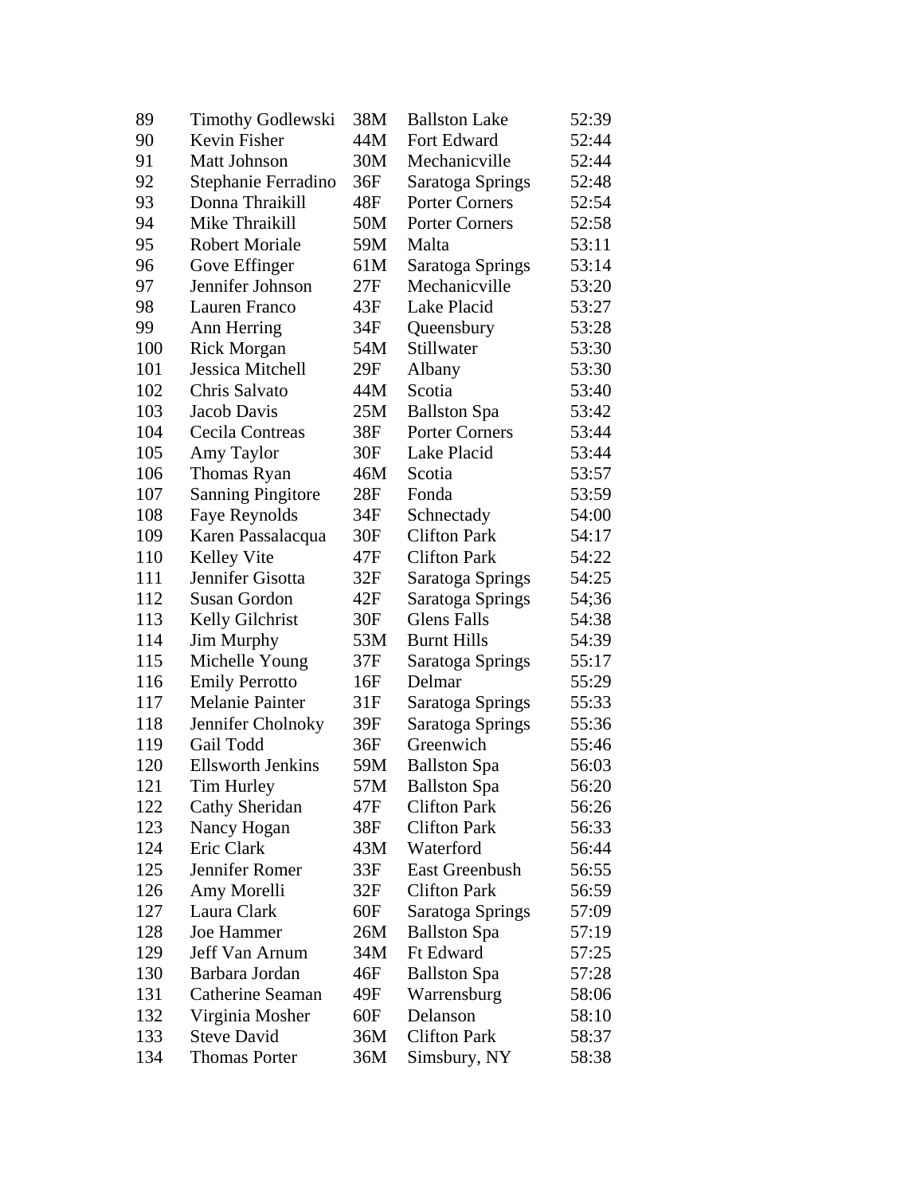| | | | | |
|---|---|---|---|---|
| 89 | Timothy Godlewski | 38M | Ballston Lake | 52:39 |
| 90 | Kevin Fisher | 44M | Fort Edward | 52:44 |
| 91 | Matt Johnson | 30M | Mechanicville | 52:44 |
| 92 | Stephanie Ferradino | 36F | Saratoga Springs | 52:48 |
| 93 | Donna Thraikill | 48F | Porter Corners | 52:54 |
| 94 | Mike Thraikill | 50M | Porter Corners | 52:58 |
| 95 | Robert Moriale | 59M | Malta | 53:11 |
| 96 | Gove Effinger | 61M | Saratoga Springs | 53:14 |
| 97 | Jennifer Johnson | 27F | Mechanicville | 53:20 |
| 98 | Lauren Franco | 43F | Lake Placid | 53:27 |
| 99 | Ann Herring | 34F | Queensbury | 53:28 |
| 100 | Rick Morgan | 54M | Stillwater | 53:30 |
| 101 | Jessica Mitchell | 29F | Albany | 53:30 |
| 102 | Chris Salvato | 44M | Scotia | 53:40 |
| 103 | Jacob Davis | 25M | Ballston Spa | 53:42 |
| 104 | Cecila Contreas | 38F | Porter Corners | 53:44 |
| 105 | Amy Taylor | 30F | Lake Placid | 53:44 |
| 106 | Thomas Ryan | 46M | Scotia | 53:57 |
| 107 | Sanning Pingitore | 28F | Fonda | 53:59 |
| 108 | Faye Reynolds | 34F | Schnectady | 54:00 |
| 109 | Karen Passalacqua | 30F | Clifton Park | 54:17 |
| 110 | Kelley Vite | 47F | Clifton Park | 54:22 |
| 111 | Jennifer Gisotta | 32F | Saratoga Springs | 54:25 |
| 112 | Susan Gordon | 42F | Saratoga Springs | 54;36 |
| 113 | Kelly Gilchrist | 30F | Glens Falls | 54:38 |
| 114 | Jim Murphy | 53M | Burnt Hills | 54:39 |
| 115 | Michelle Young | 37F | Saratoga Springs | 55:17 |
| 116 | Emily Perrotto | 16F | Delmar | 55:29 |
| 117 | Melanie Painter | 31F | Saratoga Springs | 55:33 |
| 118 | Jennifer Cholnoky | 39F | Saratoga Springs | 55:36 |
| 119 | Gail Todd | 36F | Greenwich | 55:46 |
| 120 | Ellsworth Jenkins | 59M | Ballston Spa | 56:03 |
| 121 | Tim Hurley | 57M | Ballston Spa | 56:20 |
| 122 | Cathy Sheridan | 47F | Clifton Park | 56:26 |
| 123 | Nancy Hogan | 38F | Clifton Park | 56:33 |
| 124 | Eric Clark | 43M | Waterford | 56:44 |
| 125 | Jennifer Romer | 33F | East Greenbush | 56:55 |
| 126 | Amy Morelli | 32F | Clifton Park | 56:59 |
| 127 | Laura Clark | 60F | Saratoga Springs | 57:09 |
| 128 | Joe Hammer | 26M | Ballston Spa | 57:19 |
| 129 | Jeff Van Arnum | 34M | Ft Edward | 57:25 |
| 130 | Barbara Jordan | 46F | Ballston Spa | 57:28 |
| 131 | Catherine Seaman | 49F | Warrensburg | 58:06 |
| 132 | Virginia Mosher | 60F | Delanson | 58:10 |
| 133 | Steve David | 36M | Clifton Park | 58:37 |
| 134 | Thomas Porter | 36M | Simsbury, NY | 58:38 |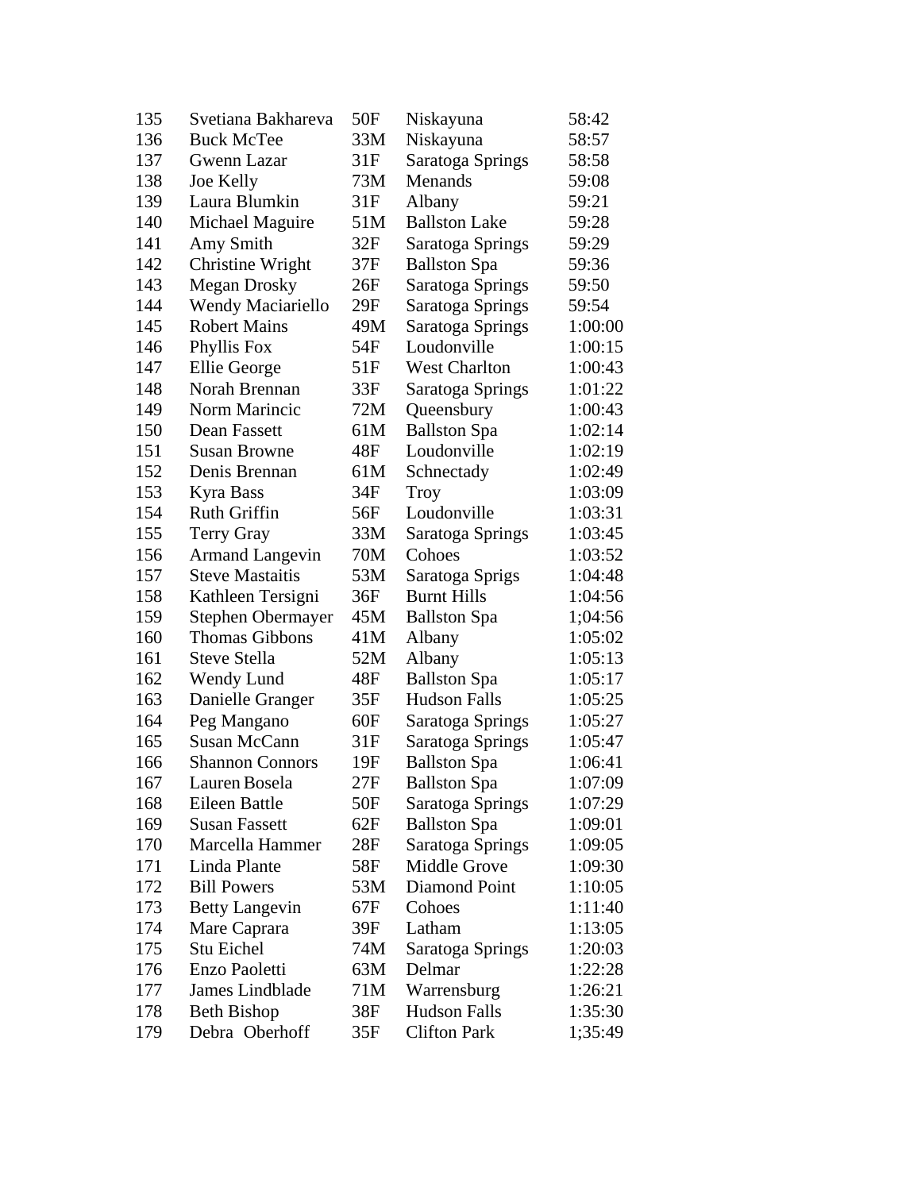| | | | | |
|---|---|---|---|---|
| 135 | Svetiana Bakhareva | 50F | Niskayuna | 58:42 |
| 136 | Buck McTee | 33M | Niskayuna | 58:57 |
| 137 | Gwenn Lazar | 31F | Saratoga Springs | 58:58 |
| 138 | Joe Kelly | 73M | Menands | 59:08 |
| 139 | Laura Blumkin | 31F | Albany | 59:21 |
| 140 | Michael Maguire | 51M | Ballston Lake | 59:28 |
| 141 | Amy Smith | 32F | Saratoga Springs | 59:29 |
| 142 | Christine Wright | 37F | Ballston Spa | 59:36 |
| 143 | Megan Drosky | 26F | Saratoga Springs | 59:50 |
| 144 | Wendy Maciariello | 29F | Saratoga Springs | 59:54 |
| 145 | Robert Mains | 49M | Saratoga Springs | 1:00:00 |
| 146 | Phyllis Fox | 54F | Loudonville | 1:00:15 |
| 147 | Ellie George | 51F | West Charlton | 1:00:43 |
| 148 | Norah Brennan | 33F | Saratoga Springs | 1:01:22 |
| 149 | Norm Marincic | 72M | Queensbury | 1:00:43 |
| 150 | Dean Fassett | 61M | Ballston Spa | 1:02:14 |
| 151 | Susan Browne | 48F | Loudonville | 1:02:19 |
| 152 | Denis Brennan | 61M | Schnectady | 1:02:49 |
| 153 | Kyra Bass | 34F | Troy | 1:03:09 |
| 154 | Ruth Griffin | 56F | Loudonville | 1:03:31 |
| 155 | Terry Gray | 33M | Saratoga Springs | 1:03:45 |
| 156 | Armand Langevin | 70M | Cohoes | 1:03:52 |
| 157 | Steve Mastaitis | 53M | Saratoga Sprigs | 1:04:48 |
| 158 | Kathleen Tersigni | 36F | Burnt Hills | 1:04:56 |
| 159 | Stephen Obermayer | 45M | Ballston Spa | 1;04:56 |
| 160 | Thomas Gibbons | 41M | Albany | 1:05:02 |
| 161 | Steve Stella | 52M | Albany | 1:05:13 |
| 162 | Wendy Lund | 48F | Ballston Spa | 1:05:17 |
| 163 | Danielle Granger | 35F | Hudson Falls | 1:05:25 |
| 164 | Peg Mangano | 60F | Saratoga Springs | 1:05:27 |
| 165 | Susan McCann | 31F | Saratoga Springs | 1:05:47 |
| 166 | Shannon Connors | 19F | Ballston Spa | 1:06:41 |
| 167 | Lauren Bosela | 27F | Ballston Spa | 1:07:09 |
| 168 | Eileen Battle | 50F | Saratoga Springs | 1:07:29 |
| 169 | Susan Fassett | 62F | Ballston Spa | 1:09:01 |
| 170 | Marcella Hammer | 28F | Saratoga Springs | 1:09:05 |
| 171 | Linda Plante | 58F | Middle Grove | 1:09:30 |
| 172 | Bill Powers | 53M | Diamond Point | 1:10:05 |
| 173 | Betty Langevin | 67F | Cohoes | 1:11:40 |
| 174 | Mare Caprara | 39F | Latham | 1:13:05 |
| 175 | Stu Eichel | 74M | Saratoga Springs | 1:20:03 |
| 176 | Enzo Paoletti | 63M | Delmar | 1:22:28 |
| 177 | James Lindblade | 71M | Warrensburg | 1:26:21 |
| 178 | Beth Bishop | 38F | Hudson Falls | 1:35:30 |
| 179 | Debra Oberhoff | 35F | Clifton Park | 1;35:49 |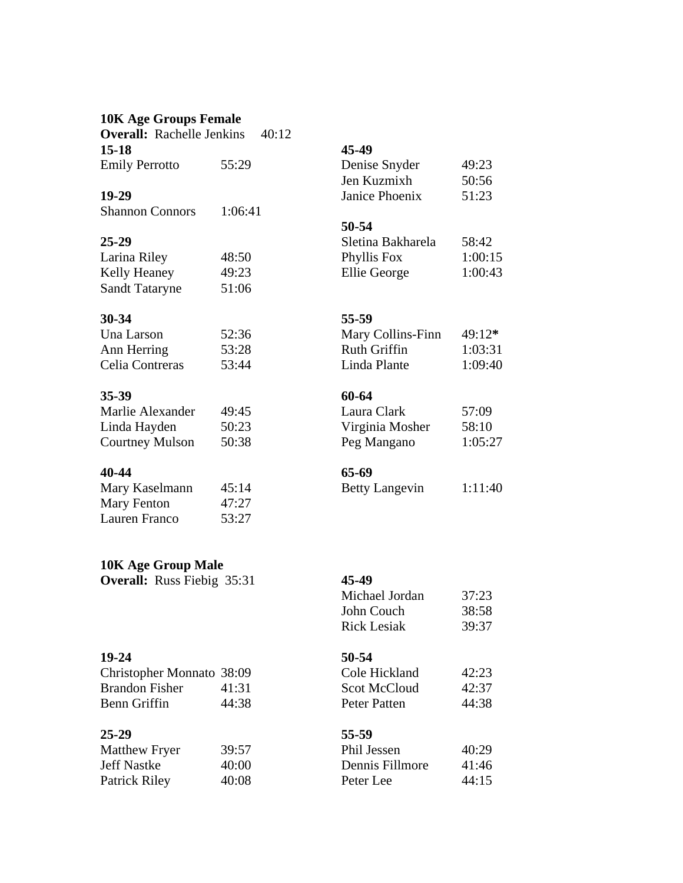**10K Age Groups Female**

**Overall:** Rachelle Jenkins 40:12

**15-18**

Emily Perrotto 55:29

**19-29**

Shannon Connors 1:06:41

**25-29**

Larina Riley 48:50
Kelly Heaney 49:23
Sandt Tataryne 51:06

**30-34**

Una Larson 52:36
Ann Herring 53:28
Celia Contreras 53:44

**35-39**

Marlie Alexander 49:45
Linda Hayden 50:23
Courtney Mulson 50:38

**40-44**

Mary Kaselmann 45:14
Mary Fenton 47:27
Lauren Franco 53:27

**45-49**

Denise Snyder 49:23
Jen Kuzmixh 50:56
Janice Phoenix 51:23

**50-54**

Sletina Bakharela 58:42
Phyllis Fox 1:00:15
Ellie George 1:00:43

**55-59**

Mary Collins-Finn 49:12**\***
Ruth Griffin 1:03:31
Linda Plante 1:09:40

**60-64**

Laura Clark 57:09
Virginia Mosher 58:10
Peg Mangano 1:05:27

**65-69**

Betty Langevin 1:11:40

**10K Age Group Male**

**Overall:** Russ Fiebig 35:31

**19-24**

Christopher Monnato 38:09
Brandon Fisher 41:31
Benn Griffin 44:38

**25-29**

Matthew Fryer 39:57
Jeff Nastke 40:00
Patrick Riley 40:08

**45-49**

Michael Jordan 37:23
John Couch 38:58
Rick Lesiak 39:37

**50-54**

Cole Hickland 42:23
Scot McCloud 42:37
Peter Patten 44:38

**55-59**

Phil Jessen 40:29
Dennis Fillmore 41:46
Peter Lee 44:15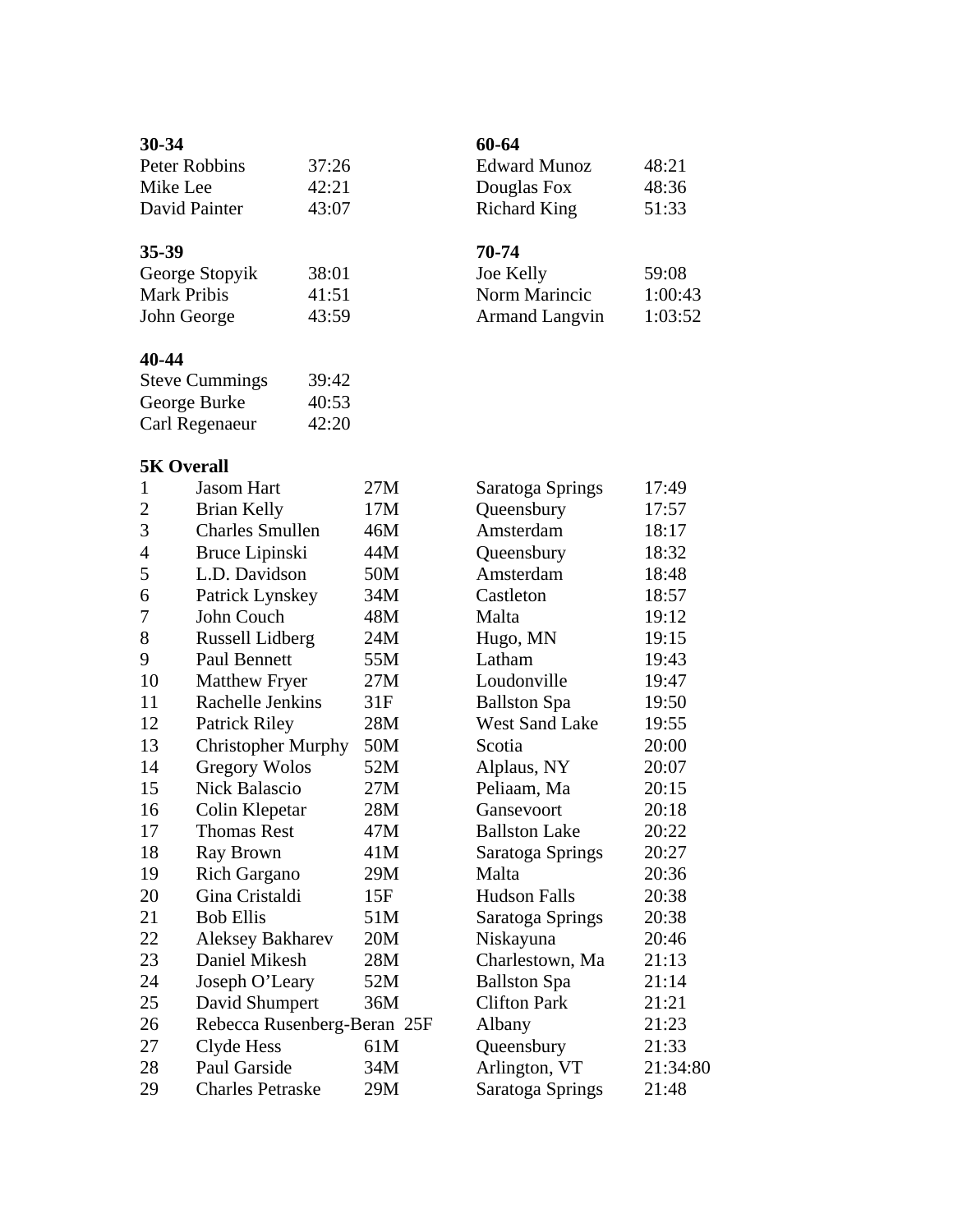**30-34**

| | |
|---|---|
| Peter Robbins | 37:26 |
| Mike Lee | 42:21 |
| David Painter | 43:07 |

**35-39**

| | |
|---|---|
| George Stopyik | 38:01 |
| Mark Pribis | 41:51 |
| John George | 43:59 |

**40-44**

| | |
|---|---|
| Steve Cummings | 39:42 |
| George Burke | 40:53 |
| Carl Regenaeur | 42:20 |

**60-64**

| | |
|---|---|
| Edward Munoz | 48:21 |
| Douglas Fox | 48:36 |
| Richard King | 51:33 |

**70-74**

| | |
|---|---|
| Joe Kelly | 59:08 |
| Norm Marincic | 1:00:43 |
| Armand Langvin | 1:03:52 |

**5K Overall**

| | | | | |
|---|---|---|---|---|
| 1 | Jasom Hart | 27M | Saratoga Springs | 17:49 |
| 2 | Brian Kelly | 17M | Queensbury | 17:57 |
| 3 | Charles Smullen | 46M | Amsterdam | 18:17 |
| 4 | Bruce Lipinski | 44M | Queensbury | 18:32 |
| 5 | L.D. Davidson | 50M | Amsterdam | 18:48 |
| 6 | Patrick Lynskey | 34M | Castleton | 18:57 |
| 7 | John Couch | 48M | Malta | 19:12 |
| 8 | Russell Lidberg | 24M | Hugo, MN | 19:15 |
| 9 | Paul Bennett | 55M | Latham | 19:43 |
| 10 | Matthew Fryer | 27M | Loudonville | 19:47 |
| 11 | Rachelle Jenkins | 31F | Ballston Spa | 19:50 |
| 12 | Patrick Riley | 28M | West Sand Lake | 19:55 |
| 13 | Christopher Murphy | 50M | Scotia | 20:00 |
| 14 | Gregory Wolos | 52M | Alplaus, NY | 20:07 |
| 15 | Nick Balascio | 27M | Peliaam, Ma | 20:15 |
| 16 | Colin Klepetar | 28M | Gansevoort | 20:18 |
| 17 | Thomas Rest | 47M | Ballston Lake | 20:22 |
| 18 | Ray Brown | 41M | Saratoga Springs | 20:27 |
| 19 | Rich Gargano | 29M | Malta | 20:36 |
| 20 | Gina Cristaldi | 15F | Hudson Falls | 20:38 |
| 21 | Bob Ellis | 51M | Saratoga Springs | 20:38 |
| 22 | Aleksey Bakharev | 20M | Niskayuna | 20:46 |
| 23 | Daniel Mikesh | 28M | Charlestown, Ma | 21:13 |
| 24 | Joseph O'Leary | 52M | Ballston Spa | 21:14 |
| 25 | David Shumpert | 36M | Clifton Park | 21:21 |
| 26 | Rebecca Rusenberg-Beran | 25F | Albany | 21:23 |
| 27 | Clyde Hess | 61M | Queensbury | 21:33 |
| 28 | Paul Garside | 34M | Arlington, VT | 21:34:80 |
| 29 | Charles Petraske | 29M | Saratoga Springs | 21:48 |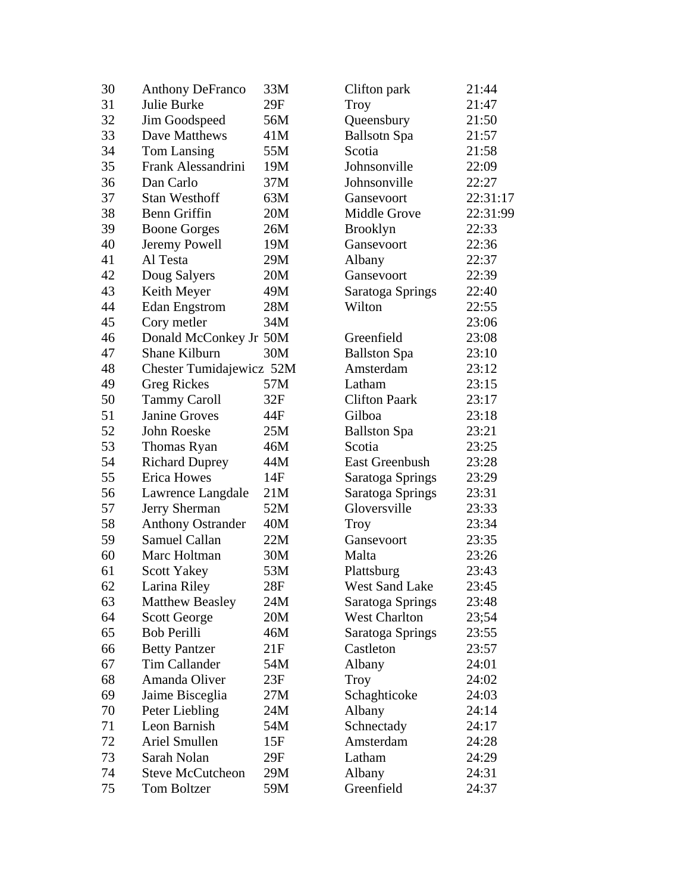| | | | | |
|---|---|---|---|---|
| 30 | Anthony DeFranco | 33M | Clifton park | 21:44 |
| 31 | Julie Burke | 29F | Troy | 21:47 |
| 32 | Jim Goodspeed | 56M | Queensbury | 21:50 |
| 33 | Dave Matthews | 41M | Ballsotn Spa | 21:57 |
| 34 | Tom Lansing | 55M | Scotia | 21:58 |
| 35 | Frank Alessandrini | 19M | Johnsonville | 22:09 |
| 36 | Dan Carlo | 37M | Johnsonville | 22:27 |
| 37 | Stan Westhoff | 63M | Gansevoort | 22:31:17 |
| 38 | Benn Griffin | 20M | Middle Grove | 22:31:99 |
| 39 | Boone Gorges | 26M | Brooklyn | 22:33 |
| 40 | Jeremy Powell | 19M | Gansevoort | 22:36 |
| 41 | Al Testa | 29M | Albany | 22:37 |
| 42 | Doug Salyers | 20M | Gansevoort | 22:39 |
| 43 | Keith Meyer | 49M | Saratoga Springs | 22:40 |
| 44 | Edan Engstrom | 28M | Wilton | 22:55 |
| 45 | Cory metler | 34M | | 23:06 |
| 46 | Donald McConkey Jr | 50M | Greenfield | 23:08 |
| 47 | Shane Kilburn | 30M | Ballston Spa | 23:10 |
| 48 | Chester Tumidajewicz | 52M | Amsterdam | 23:12 |
| 49 | Greg Rickes | 57M | Latham | 23:15 |
| 50 | Tammy Caroll | 32F | Clifton Paark | 23:17 |
| 51 | Janine Groves | 44F | Gilboa | 23:18 |
| 52 | John Roeske | 25M | Ballston Spa | 23:21 |
| 53 | Thomas Ryan | 46M | Scotia | 23:25 |
| 54 | Richard Duprey | 44M | East Greenbush | 23:28 |
| 55 | Erica Howes | 14F | Saratoga Springs | 23:29 |
| 56 | Lawrence Langdale | 21M | Saratoga Springs | 23:31 |
| 57 | Jerry Sherman | 52M | Gloversville | 23:33 |
| 58 | Anthony Ostrander | 40M | Troy | 23:34 |
| 59 | Samuel Callan | 22M | Gansevoort | 23:35 |
| 60 | Marc Holtman | 30M | Malta | 23:26 |
| 61 | Scott Yakey | 53M | Plattsburg | 23:43 |
| 62 | Larina Riley | 28F | West Sand Lake | 23:45 |
| 63 | Matthew Beasley | 24M | Saratoga Springs | 23:48 |
| 64 | Scott George | 20M | West Charlton | 23;54 |
| 65 | Bob Perilli | 46M | Saratoga Springs | 23:55 |
| 66 | Betty Pantzer | 21F | Castleton | 23:57 |
| 67 | Tim Callander | 54M | Albany | 24:01 |
| 68 | Amanda Oliver | 23F | Troy | 24:02 |
| 69 | Jaime Bisceglia | 27M | Schaghticoke | 24:03 |
| 70 | Peter Liebling | 24M | Albany | 24:14 |
| 71 | Leon Barnish | 54M | Schnectady | 24:17 |
| 72 | Ariel Smullen | 15F | Amsterdam | 24:28 |
| 73 | Sarah Nolan | 29F | Latham | 24:29 |
| 74 | Steve McCutcheon | 29M | Albany | 24:31 |
| 75 | Tom Boltzer | 59M | Greenfield | 24:37 |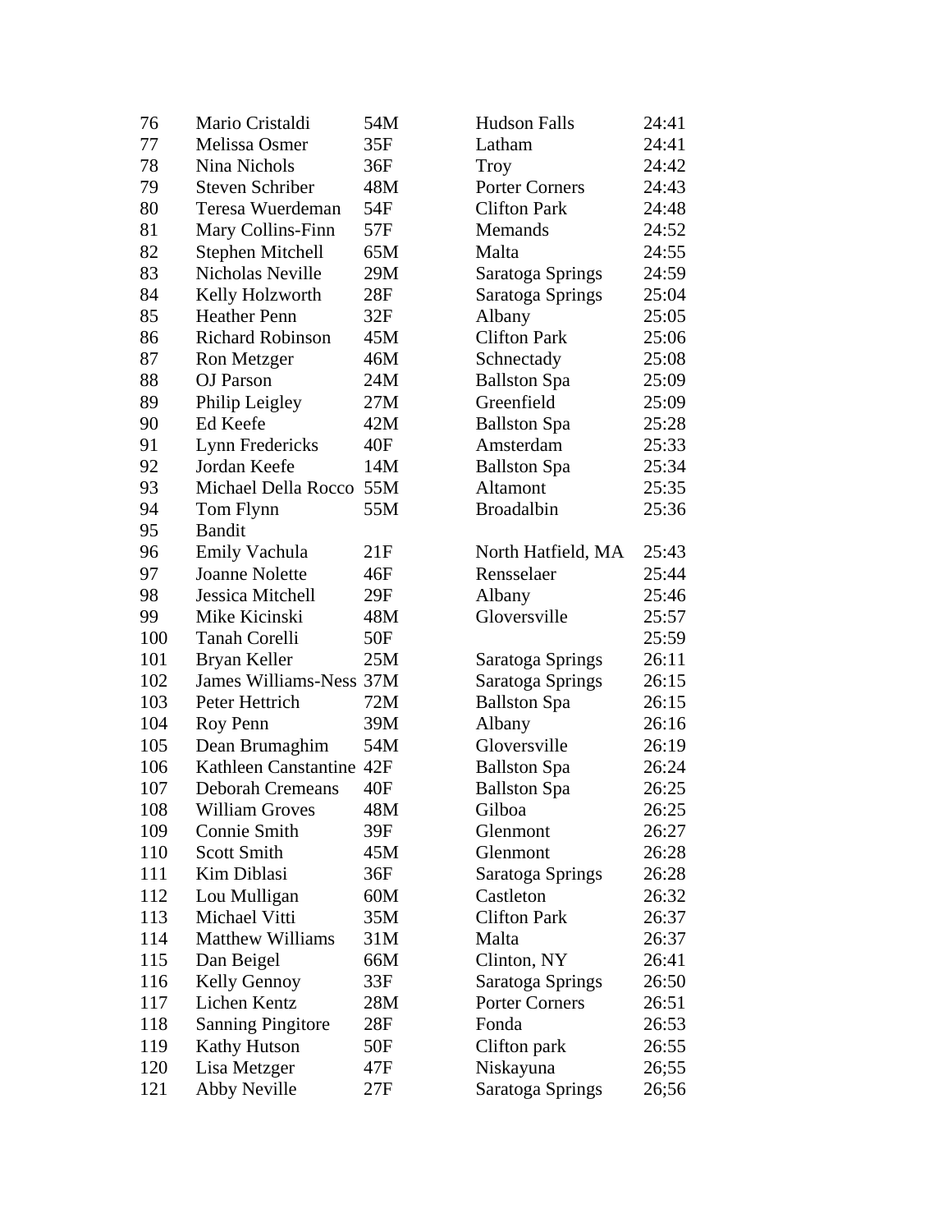| | | | | |
|---|---|---|---|---|
| 76 | Mario Cristaldi | 54M | Hudson Falls | 24:41 |
| 77 | Melissa Osmer | 35F | Latham | 24:41 |
| 78 | Nina Nichols | 36F | Troy | 24:42 |
| 79 | Steven Schriber | 48M | Porter Corners | 24:43 |
| 80 | Teresa Wuerdeman | 54F | Clifton Park | 24:48 |
| 81 | Mary Collins-Finn | 57F | Memands | 24:52 |
| 82 | Stephen Mitchell | 65M | Malta | 24:55 |
| 83 | Nicholas Neville | 29M | Saratoga Springs | 24:59 |
| 84 | Kelly Holzworth | 28F | Saratoga Springs | 25:04 |
| 85 | Heather Penn | 32F | Albany | 25:05 |
| 86 | Richard Robinson | 45M | Clifton Park | 25:06 |
| 87 | Ron Metzger | 46M | Schnectady | 25:08 |
| 88 | OJ Parson | 24M | Ballston Spa | 25:09 |
| 89 | Philip Leigley | 27M | Greenfield | 25:09 |
| 90 | Ed Keefe | 42M | Ballston Spa | 25:28 |
| 91 | Lynn Fredericks | 40F | Amsterdam | 25:33 |
| 92 | Jordan Keefe | 14M | Ballston Spa | 25:34 |
| 93 | Michael Della Rocco | 55M | Altamont | 25:35 |
| 94 | Tom Flynn | 55M | Broadalbin | 25:36 |
| 95 | Bandit | | | |
| 96 | Emily Vachula | 21F | North Hatfield, MA | 25:43 |
| 97 | Joanne Nolette | 46F | Rensselaer | 25:44 |
| 98 | Jessica Mitchell | 29F | Albany | 25:46 |
| 99 | Mike Kicinski | 48M | Gloversville | 25:57 |
| 100 | Tanah Corelli | 50F | | 25:59 |
| 101 | Bryan Keller | 25M | Saratoga Springs | 26:11 |
| 102 | James Williams-Ness | 37M | Saratoga Springs | 26:15 |
| 103 | Peter Hettrich | 72M | Ballston Spa | 26:15 |
| 104 | Roy Penn | 39M | Albany | 26:16 |
| 105 | Dean Brumaghim | 54M | Gloversville | 26:19 |
| 106 | Kathleen Canstantine | 42F | Ballston Spa | 26:24 |
| 107 | Deborah Cremeans | 40F | Ballston Spa | 26:25 |
| 108 | William Groves | 48M | Gilboa | 26:25 |
| 109 | Connie Smith | 39F | Glenmont | 26:27 |
| 110 | Scott Smith | 45M | Glenmont | 26:28 |
| 111 | Kim Diblasi | 36F | Saratoga Springs | 26:28 |
| 112 | Lou Mulligan | 60M | Castleton | 26:32 |
| 113 | Michael Vitti | 35M | Clifton Park | 26:37 |
| 114 | Matthew Williams | 31M | Malta | 26:37 |
| 115 | Dan Beigel | 66M | Clinton, NY | 26:41 |
| 116 | Kelly Gennoy | 33F | Saratoga Springs | 26:50 |
| 117 | Lichen Kentz | 28M | Porter Corners | 26:51 |
| 118 | Sanning Pingitore | 28F | Fonda | 26:53 |
| 119 | Kathy Hutson | 50F | Clifton park | 26:55 |
| 120 | Lisa Metzger | 47F | Niskayuna | 26;55 |
| 121 | Abby Neville | 27F | Saratoga Springs | 26;56 |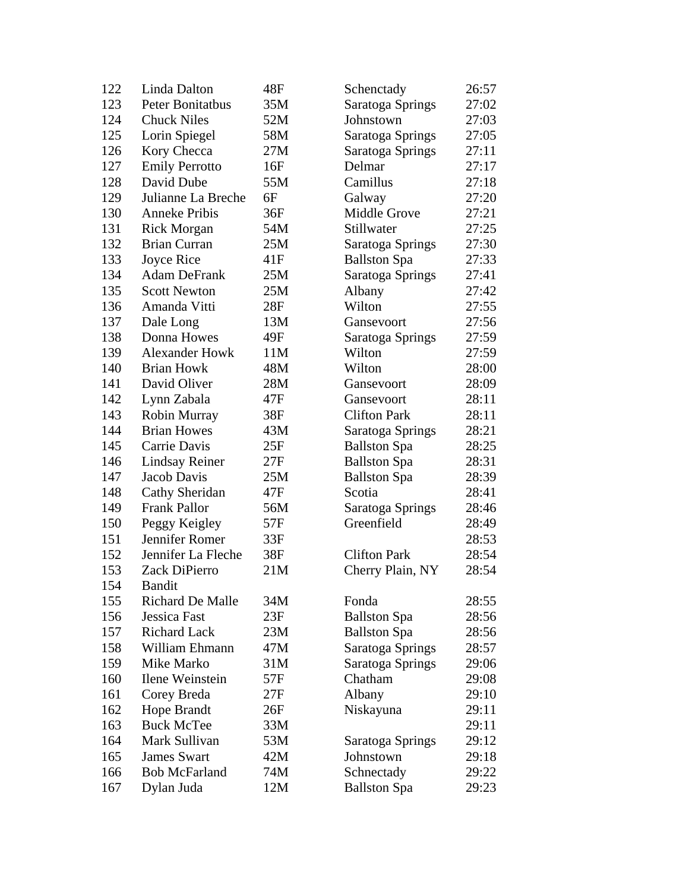| | | | | |
|---|---|---|---|---|
| 122 | Linda Dalton | 48F | Schenctady | 26:57 |
| 123 | Peter Bonitatbus | 35M | Saratoga Springs | 27:02 |
| 124 | Chuck Niles | 52M | Johnstown | 27:03 |
| 125 | Lorin Spiegel | 58M | Saratoga Springs | 27:05 |
| 126 | Kory Checca | 27M | Saratoga Springs | 27:11 |
| 127 | Emily Perrotto | 16F | Delmar | 27:17 |
| 128 | David Dube | 55M | Camillus | 27:18 |
| 129 | Julianne La Breche | 6F | Galway | 27:20 |
| 130 | Anneke Pribis | 36F | Middle Grove | 27:21 |
| 131 | Rick Morgan | 54M | Stillwater | 27:25 |
| 132 | Brian Curran | 25M | Saratoga Springs | 27:30 |
| 133 | Joyce Rice | 41F | Ballston Spa | 27:33 |
| 134 | Adam DeFrank | 25M | Saratoga Springs | 27:41 |
| 135 | Scott Newton | 25M | Albany | 27:42 |
| 136 | Amanda Vitti | 28F | Wilton | 27:55 |
| 137 | Dale Long | 13M | Gansevoort | 27:56 |
| 138 | Donna Howes | 49F | Saratoga Springs | 27:59 |
| 139 | Alexander Howk | 11M | Wilton | 27:59 |
| 140 | Brian Howk | 48M | Wilton | 28:00 |
| 141 | David Oliver | 28M | Gansevoort | 28:09 |
| 142 | Lynn Zabala | 47F | Gansevoort | 28:11 |
| 143 | Robin Murray | 38F | Clifton Park | 28:11 |
| 144 | Brian Howes | 43M | Saratoga Springs | 28:21 |
| 145 | Carrie Davis | 25F | Ballston Spa | 28:25 |
| 146 | Lindsay Reiner | 27F | Ballston Spa | 28:31 |
| 147 | Jacob Davis | 25M | Ballston Spa | 28:39 |
| 148 | Cathy Sheridan | 47F | Scotia | 28:41 |
| 149 | Frank Pallor | 56M | Saratoga Springs | 28:46 |
| 150 | Peggy Keigley | 57F | Greenfield | 28:49 |
| 151 | Jennifer Romer | 33F | | 28:53 |
| 152 | Jennifer La Fleche | 38F | Clifton Park | 28:54 |
| 153 | Zack DiPierro | 21M | Cherry Plain, NY | 28:54 |
| 154 | Bandit | | | |
| 155 | Richard De Malle | 34M | Fonda | 28:55 |
| 156 | Jessica Fast | 23F | Ballston Spa | 28:56 |
| 157 | Richard Lack | 23M | Ballston Spa | 28:56 |
| 158 | William Ehmann | 47M | Saratoga Springs | 28:57 |
| 159 | Mike Marko | 31M | Saratoga Springs | 29:06 |
| 160 | Ilene Weinstein | 57F | Chatham | 29:08 |
| 161 | Corey Breda | 27F | Albany | 29:10 |
| 162 | Hope Brandt | 26F | Niskayuna | 29:11 |
| 163 | Buck McTee | 33M | | 29:11 |
| 164 | Mark Sullivan | 53M | Saratoga Springs | 29:12 |
| 165 | James Swart | 42M | Johnstown | 29:18 |
| 166 | Bob McFarland | 74M | Schnectady | 29:22 |
| 167 | Dylan Juda | 12M | Ballston Spa | 29:23 |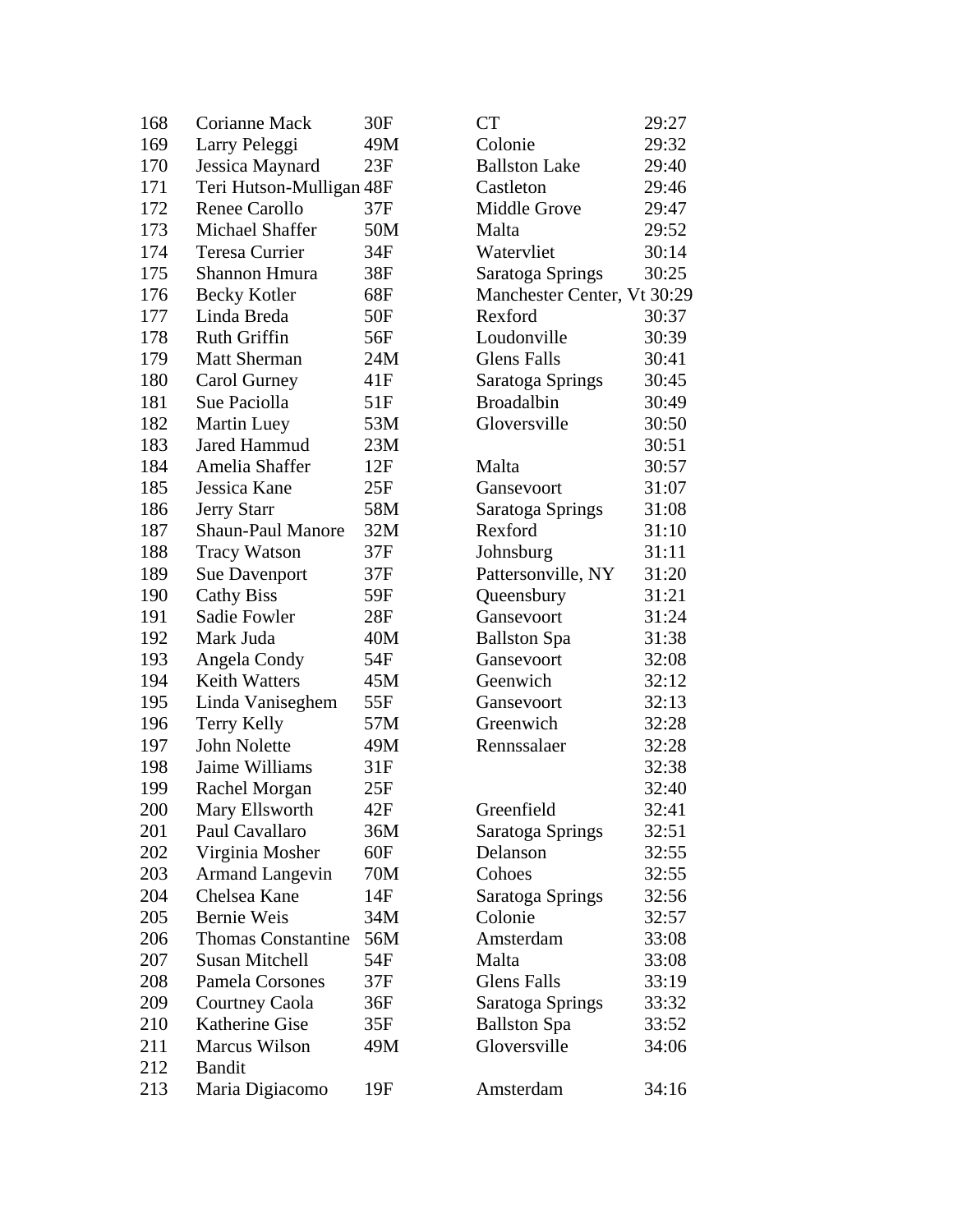| | | | | |
|---|---|---|---|---|
| 168 | Corianne Mack | 30F | CT | 29:27 |
| 169 | Larry Peleggi | 49M | Colonie | 29:32 |
| 170 | Jessica Maynard | 23F | Ballston Lake | 29:40 |
| 171 | Teri Hutson-Mulligan | 48F | Castleton | 29:46 |
| 172 | Renee Carollo | 37F | Middle Grove | 29:47 |
| 173 | Michael Shaffer | 50M | Malta | 29:52 |
| 174 | Teresa Currier | 34F | Watervliet | 30:14 |
| 175 | Shannon Hmura | 38F | Saratoga Springs | 30:25 |
| 176 | Becky Kotler | 68F | Manchester Center, Vt | 30:29 |
| 177 | Linda Breda | 50F | Rexford | 30:37 |
| 178 | Ruth Griffin | 56F | Loudonville | 30:39 |
| 179 | Matt Sherman | 24M | Glens Falls | 30:41 |
| 180 | Carol Gurney | 41F | Saratoga Springs | 30:45 |
| 181 | Sue Paciolla | 51F | Broadalbin | 30:49 |
| 182 | Martin Luey | 53M | Gloversville | 30:50 |
| 183 | Jared Hammud | 23M | | 30:51 |
| 184 | Amelia Shaffer | 12F | Malta | 30:57 |
| 185 | Jessica Kane | 25F | Gansevoort | 31:07 |
| 186 | Jerry Starr | 58M | Saratoga Springs | 31:08 |
| 187 | Shaun-Paul Manore | 32M | Rexford | 31:10 |
| 188 | Tracy Watson | 37F | Johnsburg | 31:11 |
| 189 | Sue Davenport | 37F | Pattersonville, NY | 31:20 |
| 190 | Cathy Biss | 59F | Queensbury | 31:21 |
| 191 | Sadie Fowler | 28F | Gansevoort | 31:24 |
| 192 | Mark Juda | 40M | Ballston Spa | 31:38 |
| 193 | Angela Condy | 54F | Gansevoort | 32:08 |
| 194 | Keith Watters | 45M | Geenwich | 32:12 |
| 195 | Linda Vaniseghem | 55F | Gansevoort | 32:13 |
| 196 | Terry Kelly | 57M | Greenwich | 32:28 |
| 197 | John Nolette | 49M | Rennssalaer | 32:28 |
| 198 | Jaime Williams | 31F | | 32:38 |
| 199 | Rachel Morgan | 25F | | 32:40 |
| 200 | Mary Ellsworth | 42F | Greenfield | 32:41 |
| 201 | Paul Cavallaro | 36M | Saratoga Springs | 32:51 |
| 202 | Virginia Mosher | 60F | Delanson | 32:55 |
| 203 | Armand Langevin | 70M | Cohoes | 32:55 |
| 204 | Chelsea Kane | 14F | Saratoga Springs | 32:56 |
| 205 | Bernie Weis | 34M | Colonie | 32:57 |
| 206 | Thomas Constantine | 56M | Amsterdam | 33:08 |
| 207 | Susan Mitchell | 54F | Malta | 33:08 |
| 208 | Pamela Corsones | 37F | Glens Falls | 33:19 |
| 209 | Courtney Caola | 36F | Saratoga Springs | 33:32 |
| 210 | Katherine Gise | 35F | Ballston Spa | 33:52 |
| 211 | Marcus Wilson | 49M | Gloversville | 34:06 |
| 212 | Bandit | | | |
| 213 | Maria Digiacomo | 19F | Amsterdam | 34:16 |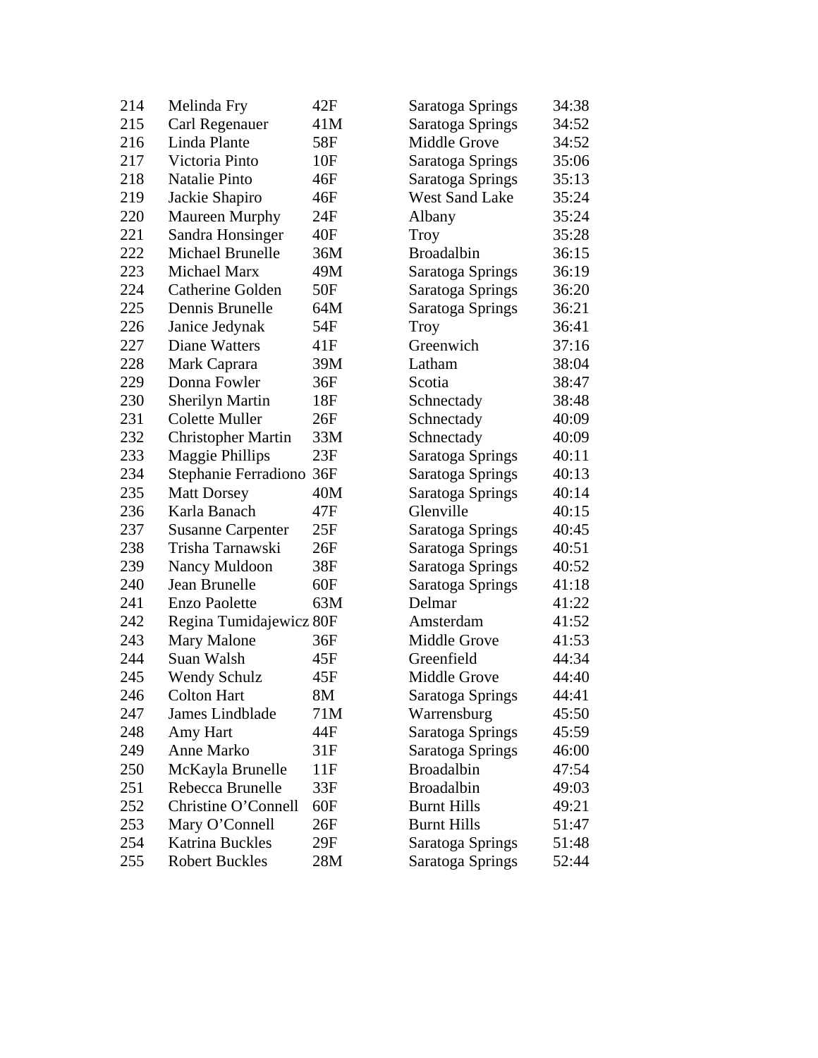| | | | | |
|---|---|---|---|---|
| 214 | Melinda Fry | 42F | Saratoga Springs | 34:38 |
| 215 | Carl Regenauer | 41M | Saratoga Springs | 34:52 |
| 216 | Linda Plante | 58F | Middle Grove | 34:52 |
| 217 | Victoria Pinto | 10F | Saratoga Springs | 35:06 |
| 218 | Natalie Pinto | 46F | Saratoga Springs | 35:13 |
| 219 | Jackie Shapiro | 46F | West Sand Lake | 35:24 |
| 220 | Maureen Murphy | 24F | Albany | 35:24 |
| 221 | Sandra Honsinger | 40F | Troy | 35:28 |
| 222 | Michael Brunelle | 36M | Broadalbin | 36:15 |
| 223 | Michael Marx | 49M | Saratoga Springs | 36:19 |
| 224 | Catherine Golden | 50F | Saratoga Springs | 36:20 |
| 225 | Dennis Brunelle | 64M | Saratoga Springs | 36:21 |
| 226 | Janice Jedynak | 54F | Troy | 36:41 |
| 227 | Diane Watters | 41F | Greenwich | 37:16 |
| 228 | Mark Caprara | 39M | Latham | 38:04 |
| 229 | Donna Fowler | 36F | Scotia | 38:47 |
| 230 | Sherilyn Martin | 18F | Schnectady | 38:48 |
| 231 | Colette Muller | 26F | Schnectady | 40:09 |
| 232 | Christopher Martin | 33M | Schnectady | 40:09 |
| 233 | Maggie Phillips | 23F | Saratoga Springs | 40:11 |
| 234 | Stephanie Ferradiono | 36F | Saratoga Springs | 40:13 |
| 235 | Matt Dorsey | 40M | Saratoga Springs | 40:14 |
| 236 | Karla Banach | 47F | Glenville | 40:15 |
| 237 | Susanne Carpenter | 25F | Saratoga Springs | 40:45 |
| 238 | Trisha Tarnawski | 26F | Saratoga Springs | 40:51 |
| 239 | Nancy Muldoon | 38F | Saratoga Springs | 40:52 |
| 240 | Jean Brunelle | 60F | Saratoga Springs | 41:18 |
| 241 | Enzo Paolette | 63M | Delmar | 41:22 |
| 242 | Regina Tumidajewicz | 80F | Amsterdam | 41:52 |
| 243 | Mary Malone | 36F | Middle Grove | 41:53 |
| 244 | Suan Walsh | 45F | Greenfield | 44:34 |
| 245 | Wendy Schulz | 45F | Middle Grove | 44:40 |
| 246 | Colton Hart | 8M | Saratoga Springs | 44:41 |
| 247 | James Lindblade | 71M | Warrensburg | 45:50 |
| 248 | Amy Hart | 44F | Saratoga Springs | 45:59 |
| 249 | Anne Marko | 31F | Saratoga Springs | 46:00 |
| 250 | McKayla Brunelle | 11F | Broadalbin | 47:54 |
| 251 | Rebecca Brunelle | 33F | Broadalbin | 49:03 |
| 252 | Christine O'Connell | 60F | Burnt Hills | 49:21 |
| 253 | Mary O'Connell | 26F | Burnt Hills | 51:47 |
| 254 | Katrina Buckles | 29F | Saratoga Springs | 51:48 |
| 255 | Robert Buckles | 28M | Saratoga Springs | 52:44 |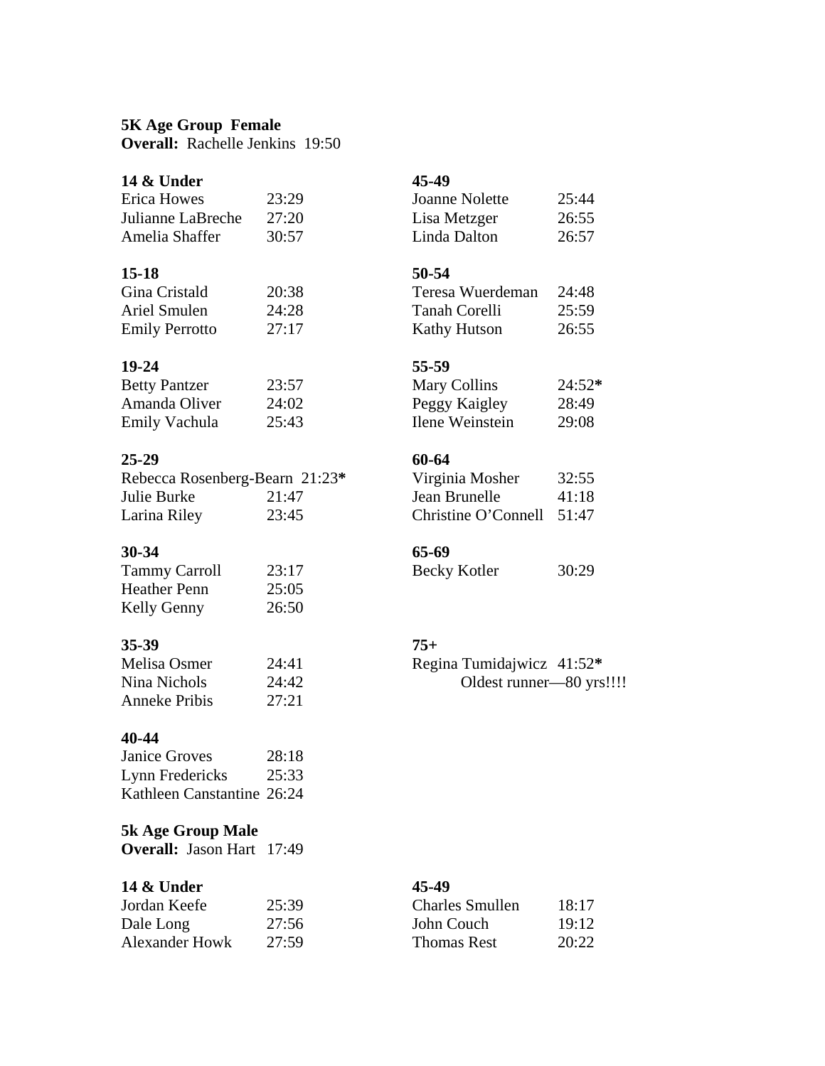**5K Age Group Female**

**Overall:** Rachelle Jenkins 19:50

**14 & Under**

| | |
|---|---|
| Erica Howes | 23:29 |
| Julianne LaBreche | 27:20 |
| Amelia Shaffer | 30:57 |

**15-18**

| | |
|---|---|
| Gina Cristald | 20:38 |
| Ariel Smulen | 24:28 |
| Emily Perrotto | 27:17 |

**19-24**

| | |
|---|---|
| Betty Pantzer | 23:57 |
| Amanda Oliver | 24:02 |
| Emily Vachula | 25:43 |

**25-29**

| | |
|---|---|
| Rebecca Rosenberg-Bearn | 21:23* |
| Julie Burke | 21:47 |
| Larina Riley | 23:45 |

**30-34**

| | |
|---|---|
| Tammy Carroll | 23:17 |
| Heather Penn | 25:05 |
| Kelly Genny | 26:50 |

**35-39**

| | |
|---|---|
| Melisa Osmer | 24:41 |
| Nina Nichols | 24:42 |
| Anneke Pribis | 27:21 |

**40-44**

| | |
|---|---|
| Janice Groves | 28:18 |
| Lynn Fredericks | 25:33 |
| Kathleen Canstantine | 26:24 |

**45-49**

| | |
|---|---|
| Joanne Nolette | 25:44 |
| Lisa Metzger | 26:55 |
| Linda Dalton | 26:57 |

**50-54**

| | |
|---|---|
| Teresa Wuerdeman | 24:48 |
| Tanah Corelli | 25:59 |
| Kathy Hutson | 26:55 |

**55-59**

| | |
|---|---|
| Mary Collins | 24:52* |
| Peggy Kaigley | 28:49 |
| Ilene Weinstein | 29:08 |

**60-64**

| | |
|---|---|
| Virginia Mosher | 32:55 |
| Jean Brunelle | 41:18 |
| Christine O'Connell | 51:47 |

**65-69**

| | |
|---|---|
| Becky Kotler | 30:29 |

**75+**

| | |
|---|---|
| Regina Tumidajwicz | 41:52* |

Oldest runner—80 yrs!!!!

**5k Age Group Male**

**Overall:** Jason Hart 17:49

**14 & Under**

| | |
|---|---|
| Jordan Keefe | 25:39 |
| Dale Long | 27:56 |
| Alexander Howk | 27:59 |

**45-49**

| | |
|---|---|
| Charles Smullen | 18:17 |
| John Couch | 19:12 |
| Thomas Rest | 20:22 |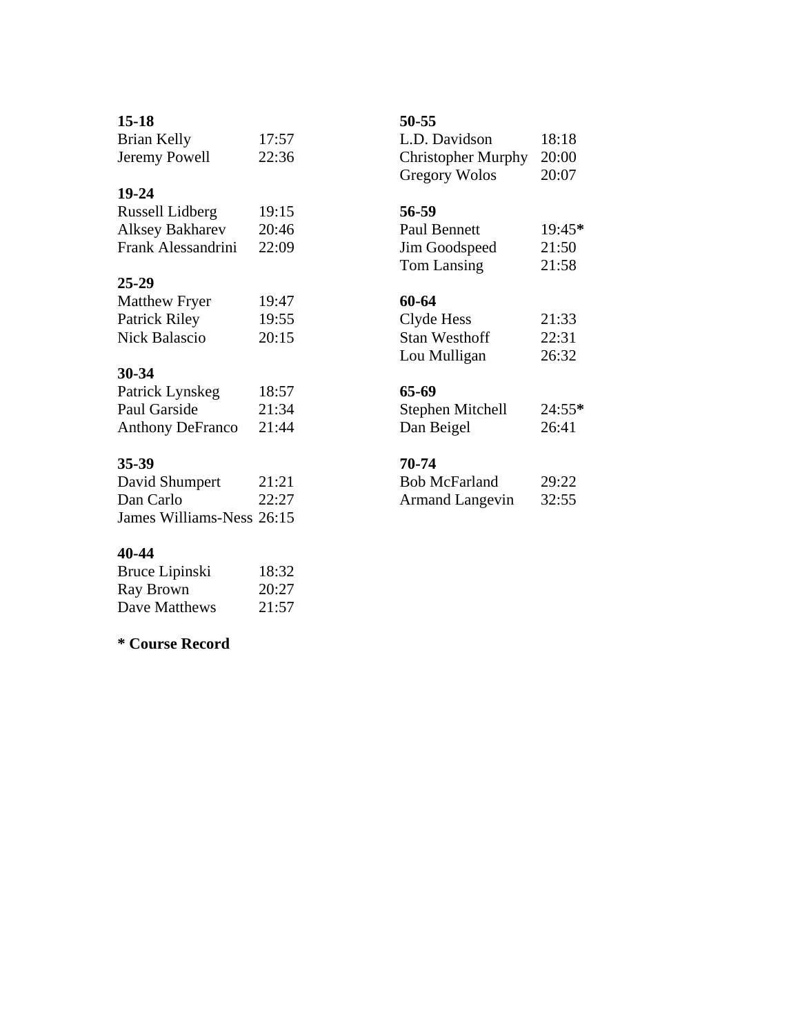**15-18**

| | |
|---|---|
| Brian Kelly | 17:57 |
| Jeremy Powell | 22:36 |

**19-24**

| | |
|---|---|
| Russell Lidberg | 19:15 |
| Alksey Bakharev | 20:46 |
| Frank Alessandrini | 22:09 |

**25-29**

| | |
|---|---|
| Matthew Fryer | 19:47 |
| Patrick Riley | 19:55 |
| Nick Balascio | 20:15 |

**30-34**

| | |
|---|---|
| Patrick Lynskeg | 18:57 |
| Paul Garside | 21:34 |
| Anthony DeFranco | 21:44 |

**35-39**

| | |
|---|---|
| David Shumpert | 21:21 |
| Dan Carlo | 22:27 |
| James Williams-Ness | 26:15 |

**40-44**

| | |
|---|---|
| Bruce Lipinski | 18:32 |
| Ray Brown | 20:27 |
| Dave Matthews | 21:57 |

**\* Course Record**

**50-55**

| | |
|---|---|
| L.D. Davidson | 18:18 |
| Christopher Murphy | 20:00 |
| Gregory Wolos | 20:07 |

**56-59**

| | |
|---|---|
| Paul Bennett | 19:45* |
| Jim Goodspeed | 21:50 |
| Tom Lansing | 21:58 |

**60-64**

| | |
|---|---|
| Clyde Hess | 21:33 |
| Stan Westhoff | 22:31 |
| Lou Mulligan | 26:32 |

**65-69**

| | |
|---|---|
| Stephen Mitchell | 24:55* |
| Dan Beigel | 26:41 |

**70-74**

| | |
|---|---|
| Bob McFarland | 29:22 |
| Armand Langevin | 32:55 |